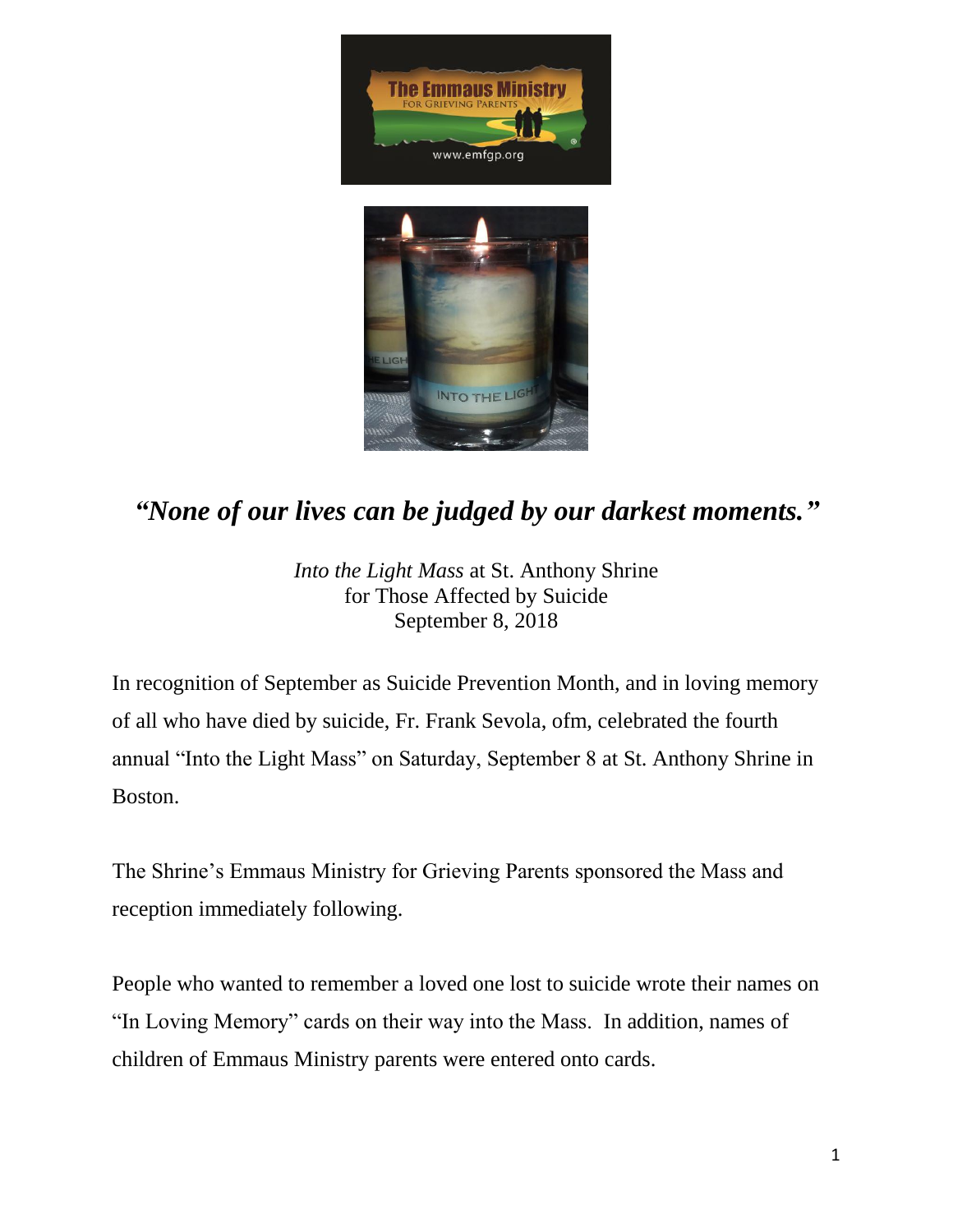## *"None of our lives can be judged by our darkest moments."*

*Into the Light Mass* at St. Anthony Shrine
for Those Affected by Suicide
September 8, 2018

In recognition of September as Suicide Prevention Month, and in loving memory of all who have died by suicide, Fr. Frank Sevola, ofm, celebrated the fourth annual "Into the Light Mass" on Saturday, September 8 at St. Anthony Shrine in Boston.

The Shrine's Emmaus Ministry for Grieving Parents sponsored the Mass and reception immediately following.

People who wanted to remember a loved one lost to suicide wrote their names on "In Loving Memory" cards on their way into the Mass. In addition, names of children of Emmaus Ministry parents were entered onto cards.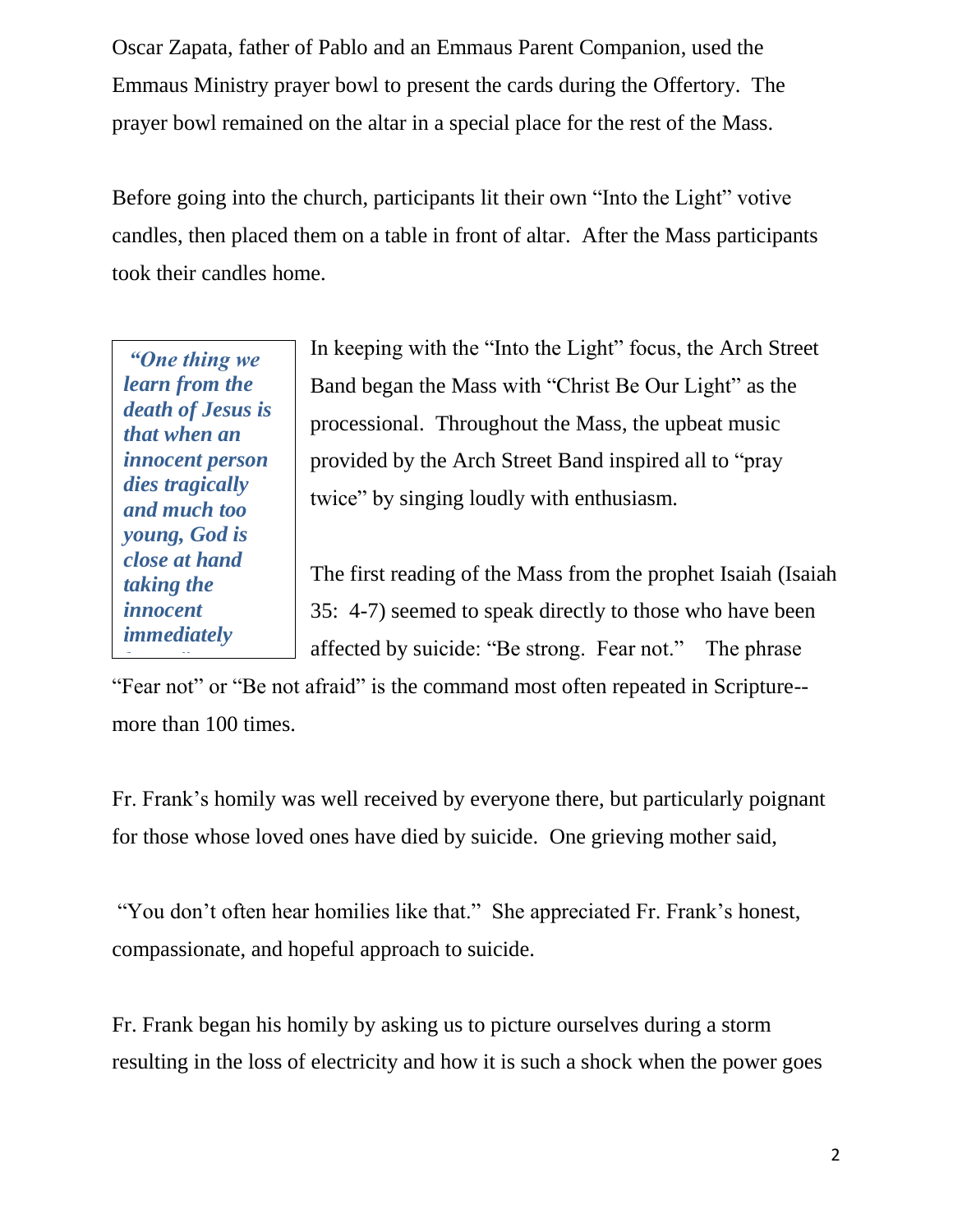Oscar Zapata, father of Pablo and an Emmaus Parent Companion, used the Emmaus Ministry prayer bowl to present the cards during the Offertory. The prayer bowl remained on the altar in a special place for the rest of the Mass.

Before going into the church, participants lit their own "Into the Light" votive candles, then placed them on a table in front of altar. After the Mass participants took their candles home.

> ***"One thing we learn from the death of Jesus is that when an innocent person dies tragically and much too young, God is close at hand taking the innocent immediately***

In keeping with the "Into the Light" focus, the Arch Street Band began the Mass with "Christ Be Our Light" as the processional. Throughout the Mass, the upbeat music provided by the Arch Street Band inspired all to "pray twice" by singing loudly with enthusiasm.

The first reading of the Mass from the prophet Isaiah (Isaiah 35: 4-7) seemed to speak directly to those who have been affected by suicide: "Be strong. Fear not." The phrase "Fear not" or "Be not afraid" is the command most often repeated in Scripture--more than 100 times.

Fr. Frank's homily was well received by everyone there, but particularly poignant for those whose loved ones have died by suicide. One grieving mother said,

"You don't often hear homilies like that." She appreciated Fr. Frank's honest, compassionate, and hopeful approach to suicide.

Fr. Frank began his homily by asking us to picture ourselves during a storm resulting in the loss of electricity and how it is such a shock when the power goes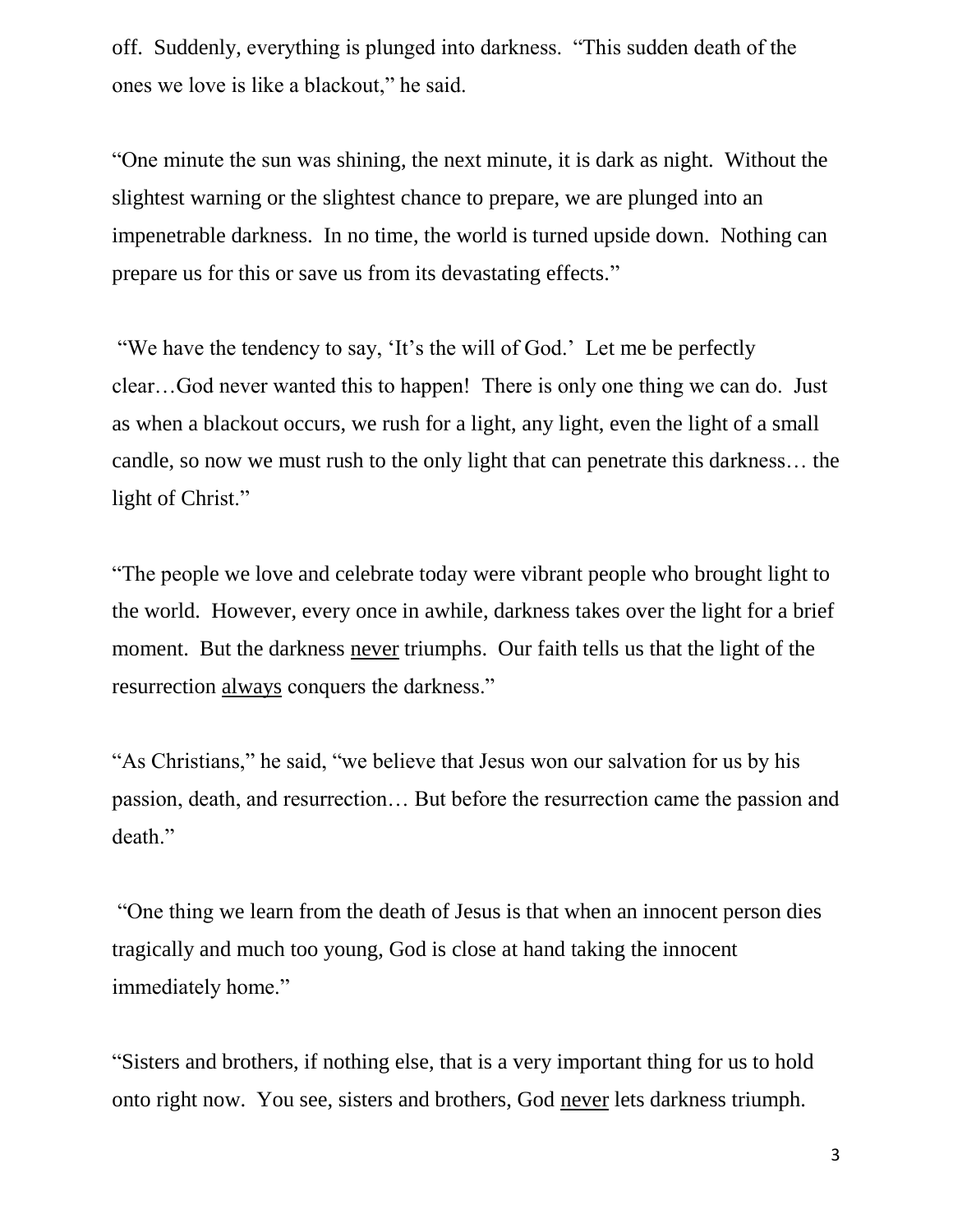off. Suddenly, everything is plunged into darkness. "This sudden death of the ones we love is like a blackout," he said.

"One minute the sun was shining, the next minute, it is dark as night. Without the slightest warning or the slightest chance to prepare, we are plunged into an impenetrable darkness. In no time, the world is turned upside down. Nothing can prepare us for this or save us from its devastating effects."

"We have the tendency to say, 'It's the will of God.' Let me be perfectly clear…God never wanted this to happen! There is only one thing we can do. Just as when a blackout occurs, we rush for a light, any light, even the light of a small candle, so now we must rush to the only light that can penetrate this darkness… the light of Christ."

"The people we love and celebrate today were vibrant people who brought light to the world. However, every once in awhile, darkness takes over the light for a brief moment. But the darkness <u>never</u> triumphs. Our faith tells us that the light of the resurrection <u>always</u> conquers the darkness."

"As Christians," he said, "we believe that Jesus won our salvation for us by his passion, death, and resurrection… But before the resurrection came the passion and death."

"One thing we learn from the death of Jesus is that when an innocent person dies tragically and much too young, God is close at hand taking the innocent immediately home."

"Sisters and brothers, if nothing else, that is a very important thing for us to hold onto right now. You see, sisters and brothers, God <u>never</u> lets darkness triumph.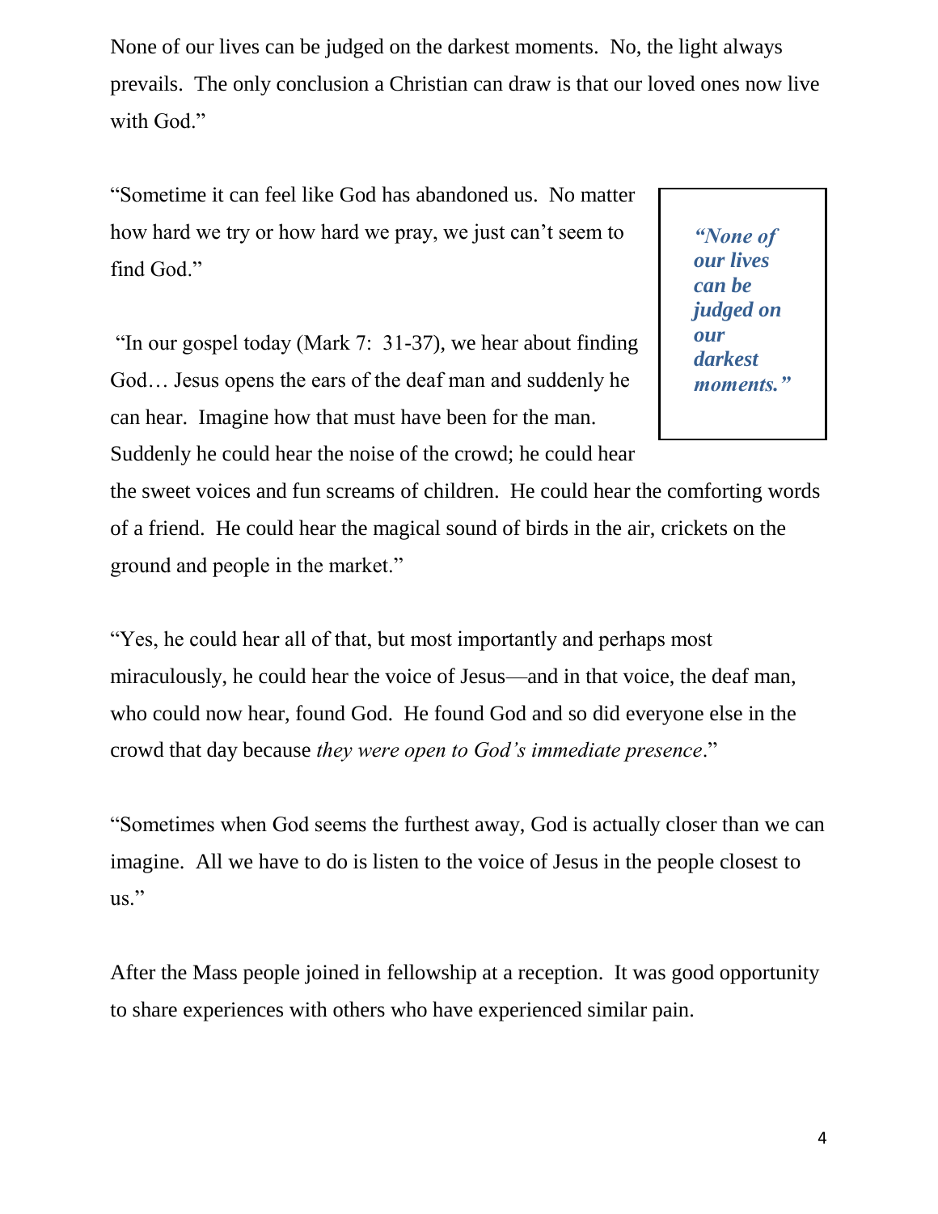None of our lives can be judged on the darkest moments. No, the light always prevails. The only conclusion a Christian can draw is that our loved ones now live with God."

"Sometime it can feel like God has abandoned us. No matter how hard we try or how hard we pray, we just can't seem to find God."

> ***"None of our lives can be judged on our darkest moments."***

"In our gospel today (Mark 7: 31-37), we hear about finding God… Jesus opens the ears of the deaf man and suddenly he can hear. Imagine how that must have been for the man. Suddenly he could hear the noise of the crowd; he could hear the sweet voices and fun screams of children. He could hear the comforting words of a friend. He could hear the magical sound of birds in the air, crickets on the ground and people in the market."

"Yes, he could hear all of that, but most importantly and perhaps most miraculously, he could hear the voice of Jesus—and in that voice, the deaf man, who could now hear, found God. He found God and so did everyone else in the crowd that day because *they were open to God's immediate presence*."

"Sometimes when God seems the furthest away, God is actually closer than we can imagine. All we have to do is listen to the voice of Jesus in the people closest to us."

After the Mass people joined in fellowship at a reception. It was good opportunity to share experiences with others who have experienced similar pain.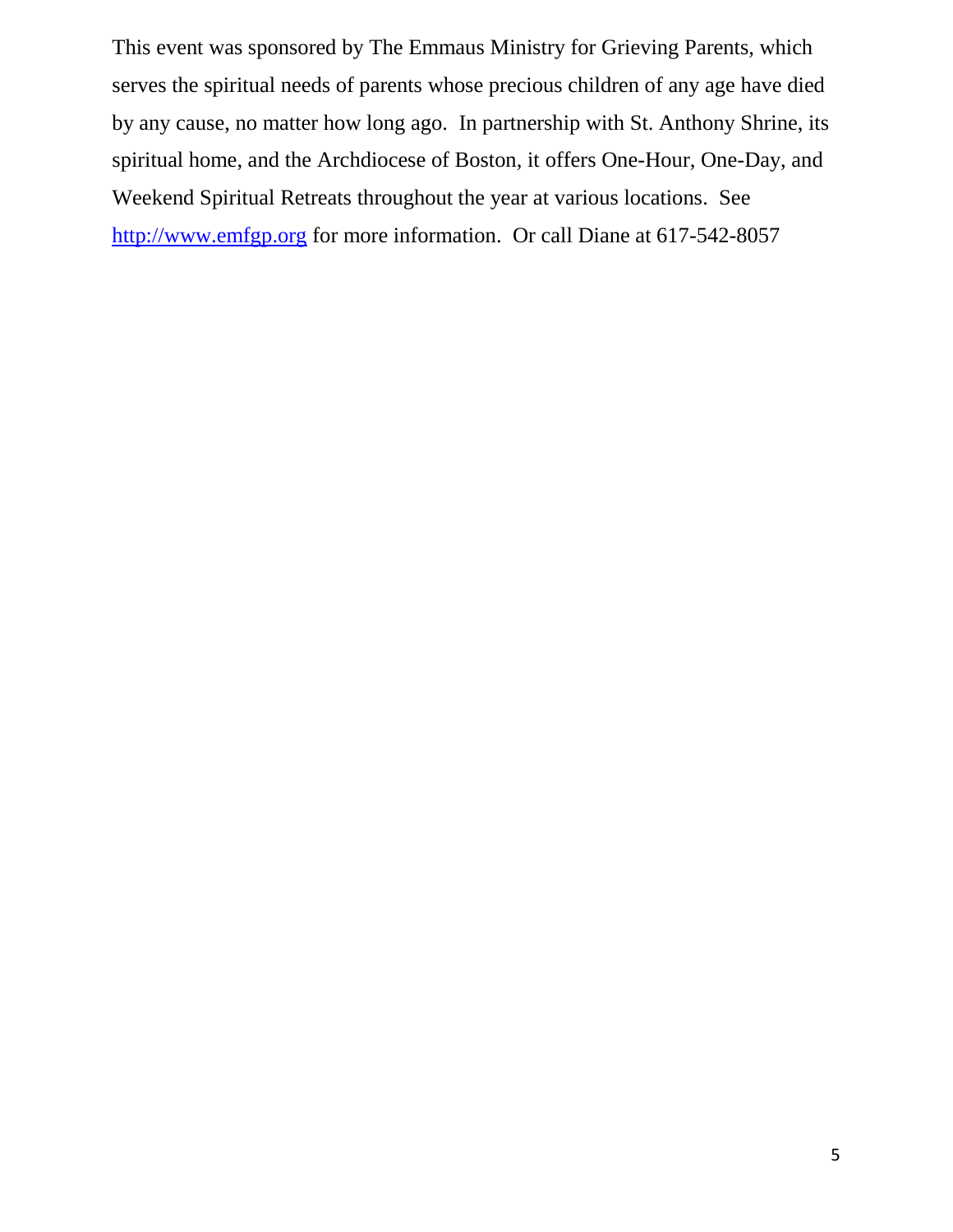This event was sponsored by The Emmaus Ministry for Grieving Parents, which serves the spiritual needs of parents whose precious children of any age have died by any cause, no matter how long ago. In partnership with St. Anthony Shrine, its spiritual home, and the Archdiocese of Boston, it offers One-Hour, One-Day, and Weekend Spiritual Retreats throughout the year at various locations. See [http://www.emfgp.org](http://www.emfgp.org) for more information. Or call Diane at 617-542-8057